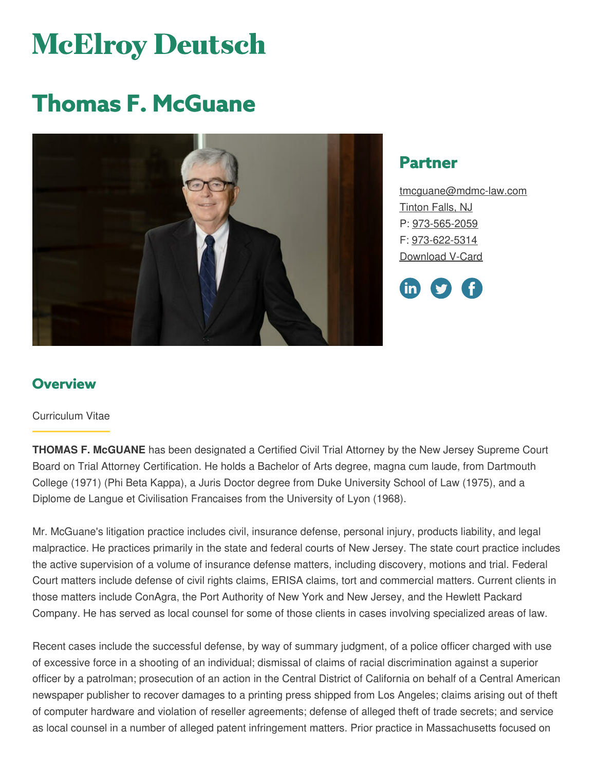# McElroy Deutsch

# Thomas F. McGuane

## Partner

tmcguane@mdmc-law.com
Tinton Falls, NJ
P: 973-565-2059
F: 973-622-5314
Download V-Card

## Overview

Curriculum Vitae

**THOMAS F. McGUANE** has been designated a Certified Civil Trial Attorney by the New Jersey Supreme Court Board on Trial Attorney Certification. He holds a Bachelor of Arts degree, magna cum laude, from Dartmouth College (1971) (Phi Beta Kappa), a Juris Doctor degree from Duke University School of Law (1975), and a Diplome de Langue et Civilisation Francaises from the University of Lyon (1968).

Mr. McGuane's litigation practice includes civil, insurance defense, personal injury, products liability, and legal malpractice. He practices primarily in the state and federal courts of New Jersey. The state court practice includes the active supervision of a volume of insurance defense matters, including discovery, motions and trial. Federal Court matters include defense of civil rights claims, ERISA claims, tort and commercial matters. Current clients in those matters include ConAgra, the Port Authority of New York and New Jersey, and the Hewlett Packard Company. He has served as local counsel for some of those clients in cases involving specialized areas of law.

Recent cases include the successful defense, by way of summary judgment, of a police officer charged with use of excessive force in a shooting of an individual; dismissal of claims of racial discrimination against a superior officer by a patrolman; prosecution of an action in the Central District of California on behalf of a Central American newspaper publisher to recover damages to a printing press shipped from Los Angeles; claims arising out of theft of computer hardware and violation of reseller agreements; defense of alleged theft of trade secrets; and service as local counsel in a number of alleged patent infringement matters. Prior practice in Massachusetts focused on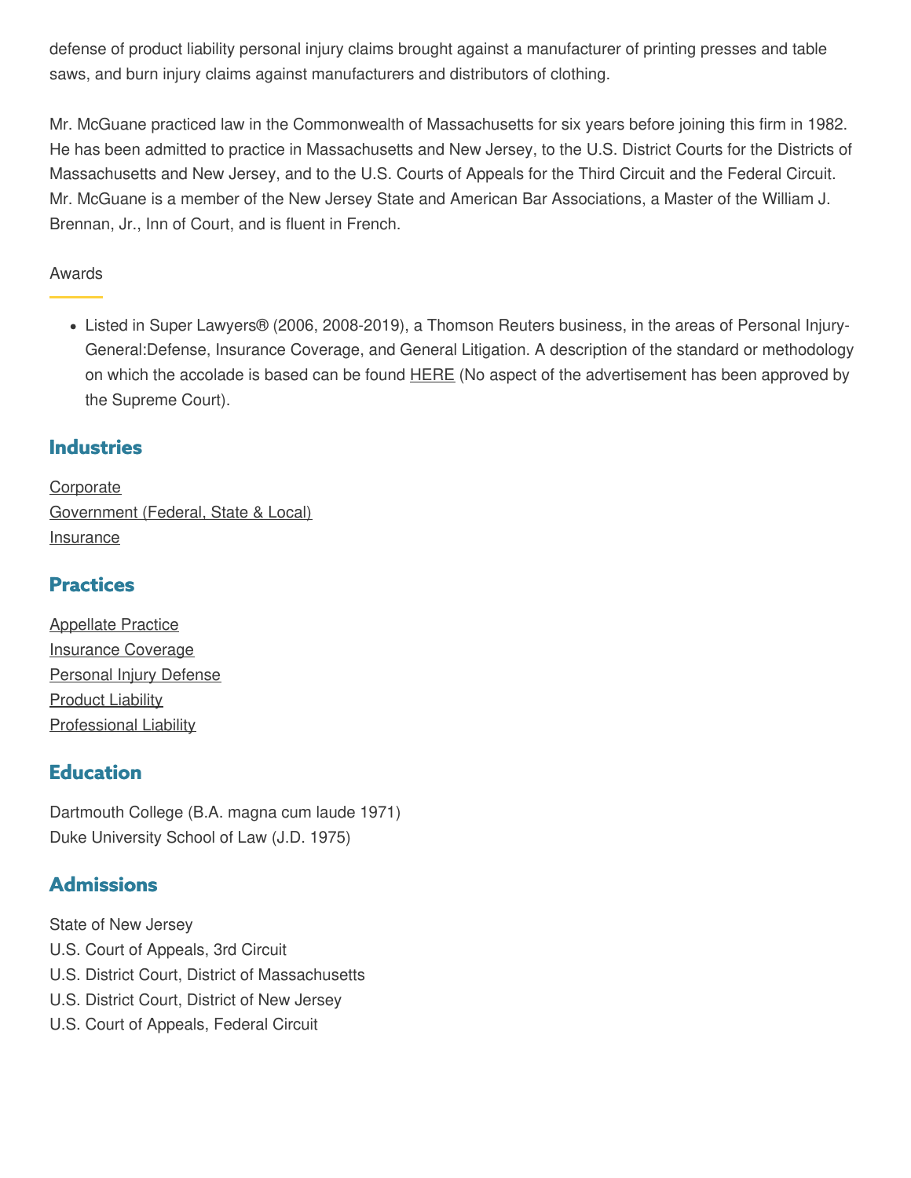defense of product liability personal injury claims brought against a manufacturer of printing presses and table saws, and burn injury claims against manufacturers and distributors of clothing.

Mr. McGuane practiced law in the Commonwealth of Massachusetts for six years before joining this firm in 1982. He has been admitted to practice in Massachusetts and New Jersey, to the U.S. District Courts for the Districts of Massachusetts and New Jersey, and to the U.S. Courts of Appeals for the Third Circuit and the Federal Circuit. Mr. McGuane is a member of the New Jersey State and American Bar Associations, a Master of the William J. Brennan, Jr., Inn of Court, and is fluent in French.

Awards

- Listed in Super Lawyers® (2006, 2008-2019), a Thomson Reuters business, in the areas of Personal Injury-General:Defense, Insurance Coverage, and General Litigation. A description of the standard or methodology on which the accolade is based can be found HERE (No aspect of the advertisement has been approved by the Supreme Court).

## Industries

Corporate
Government (Federal, State & Local)
Insurance

## Practices

Appellate Practice
Insurance Coverage
Personal Injury Defense
Product Liability
Professional Liability

## Education

Dartmouth College (B.A. magna cum laude 1971)
Duke University School of Law (J.D. 1975)

## Admissions

State of New Jersey
U.S. Court of Appeals, 3rd Circuit
U.S. District Court, District of Massachusetts
U.S. District Court, District of New Jersey
U.S. Court of Appeals, Federal Circuit